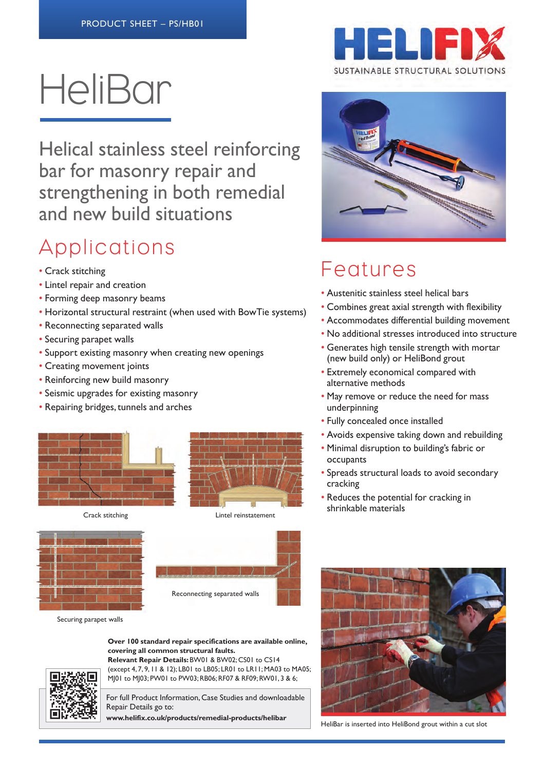PRODUCT SHEET – PS/HB01

HELIFIX
SUSTAINABLE STRUCTURAL SOLUTIONS

# HeliBar

## Helical stainless steel reinforcing bar for masonry repair and strengthening in both remedial and new build situations

## Applications

- Crack stitching
- Lintel repair and creation
- Forming deep masonry beams
- Horizontal structural restraint (when used with BowTie systems)
- Reconnecting separated walls
- Securing parapet walls
- Support existing masonry when creating new openings
- Creating movement joints
- Reinforcing new build masonry
- Seismic upgrades for existing masonry
- Repairing bridges, tunnels and arches

Crack stitching

Lintel reinstatement

Securing parapet walls

Reconnecting separated walls

## Features

- Austenitic stainless steel helical bars
- Combines great axial strength with flexibility
- Accommodates differential building movement
- No additional stresses introduced into structure
- Generates high tensile strength with mortar (new build only) or HeliBond grout
- Extremely economical compared with alternative methods
- May remove or reduce the need for mass underpinning
- Fully concealed once installed
- Avoids expensive taking down and rebuilding
- Minimal disruption to building's fabric or occupants
- Spreads structural loads to avoid secondary cracking
- Reduces the potential for cracking in shrinkable materials

HeliBar is inserted into HeliBond grout within a cut slot

**Over 100 standard repair specifications are available online, covering all common structural faults.**
**Relevant Repair Details:** BW01 & BW02; CS01 to CS14 (except 4, 7, 9, 11 & 12); LB01 to LB05; LR01 to LR11; MA03 to MA05; MJ01 to MJ03; PW01 to PW03; RB06; RF07 & RF09; RW01, 3 & 6;

For full Product Information, Case Studies and downloadable Repair Details go to:
**www.helifix.co.uk/products/remedial-products/helibar**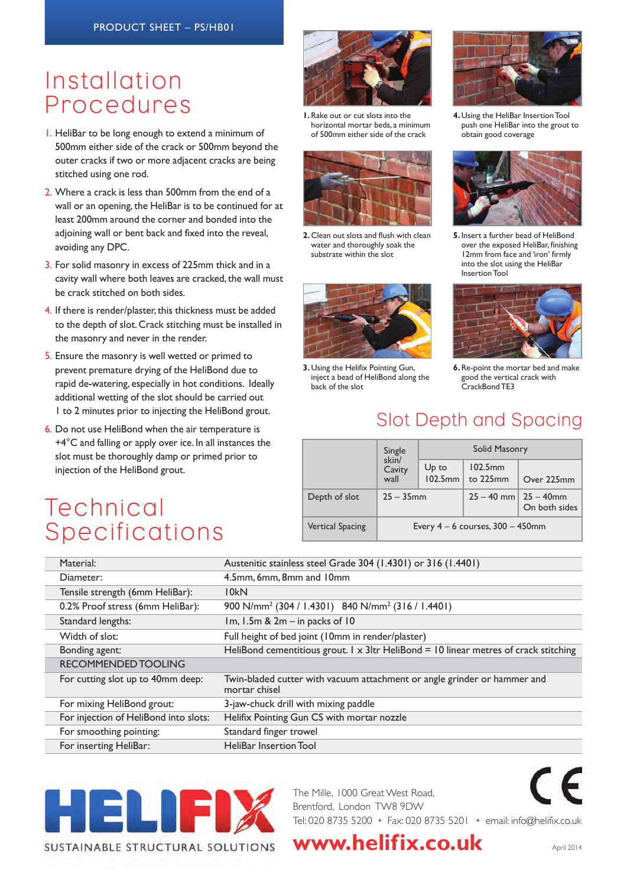# Installation Procedures

1. HeliBar to be long enough to extend a minimum of 500mm either side of the crack or 500mm beyond the outer cracks if two or more adjacent cracks are being stitched using one rod.
2. Where a crack is less than 500mm from the end of a wall or an opening, the HeliBar is to be continued for at least 200mm around the corner and bonded into the adjoining wall or bent back and fixed into the reveal, avoiding any DPC.
3. For solid masonry in excess of 225mm thick and in a cavity wall where both leaves are cracked, the wall must be crack stitched on both sides.
4. If there is render/plaster, this thickness must be added to the depth of slot. Crack stitching must be installed in the masonry and never in the render.
5. Ensure the masonry is well wetted or primed to prevent premature drying of the HeliBond due to rapid de-watering, especially in hot conditions. Ideally additional wetting of the slot should be carried out 1 to 2 minutes prior to injecting the HeliBond grout.
6. Do not use HeliBond when the air temperature is +4°C and falling or apply over ice. In all instances the slot must be thoroughly damp or primed prior to injection of the HeliBond grout.

**1.** Rake out or cut slots into the horizontal mortar beds, a minimum of 500mm either side of the crack

**2.** Clean out slots and flush with clean water and thoroughly soak the substrate within the slot

**3.** Using the Helifix Pointing Gun, inject a bead of HeliBond along the back of the slot

**4.** Using the HeliBar Insertion Tool push one HeliBar into the grout to obtain good coverage

**5.** Insert a further bead of HeliBond over the exposed HeliBar, finishing 12mm from face and 'iron' firmly into the slot using the HeliBar Insertion Tool

**6.** Re-point the mortar bed and make good the vertical crack with CrackBond TE3

## Slot Depth and Spacing

| | Single skin/ Cavity wall | Solid Masonry | | |
|---|---|---|---|---|
| | | Up to 102.5mm | 102.5mm to 225mm | Over 225mm |
| Depth of slot | 25 – 35mm | | 25 – 40 mm | 25 – 40mm On both sides |
| Vertical Spacing | Every 4 – 6 courses, 300 – 450mm | | | |

# Technical Specifications

| | |
|---|---|
| Material: | Austenitic stainless steel Grade 304 (1.4301) or 316 (1.4401) |
| Diameter: | 4.5mm, 6mm, 8mm and 10mm |
| Tensile strength (6mm HeliBar): | 10kN |
| 0.2% Proof stress (6mm HeliBar): | 900 N/mm$^2$ (304 / 1.4301) 840 N/mm$^2$ (316 / 1.4401) |
| Standard lengths: | 1m, 1.5m & 2m – in packs of 10 |
| Width of slot: | Full height of bed joint (10mm in render/plaster) |
| Bonding agent: | HeliBond cementitious grout. 1 x 3ltr HeliBond = 10 linear metres of crack stitching |
| RECOMMENDED TOOLING | |
| For cutting slot up to 40mm deep: | Twin-bladed cutter with vacuum attachment or angle grinder or hammer and mortar chisel |
| For mixing HeliBond grout: | 3-jaw-chuck drill with mixing paddle |
| For injection of HeliBond into slots: | Helifix Pointing Gun CS with mortar nozzle |
| For smoothing pointing: | Standard finger trowel |
| For inserting HeliBar: | HeliBar Insertion Tool |

HELIFIX
SUSTAINABLE STRUCTURAL SOLUTIONS

The Mille, 1000 Great West Road,
Brentford, London TW8 9DW
Tel: 020 8735 5200 • Fax: 020 8735 5201 • email: info@helifix.co.uk

**www.helifix.co.uk**

April 2014